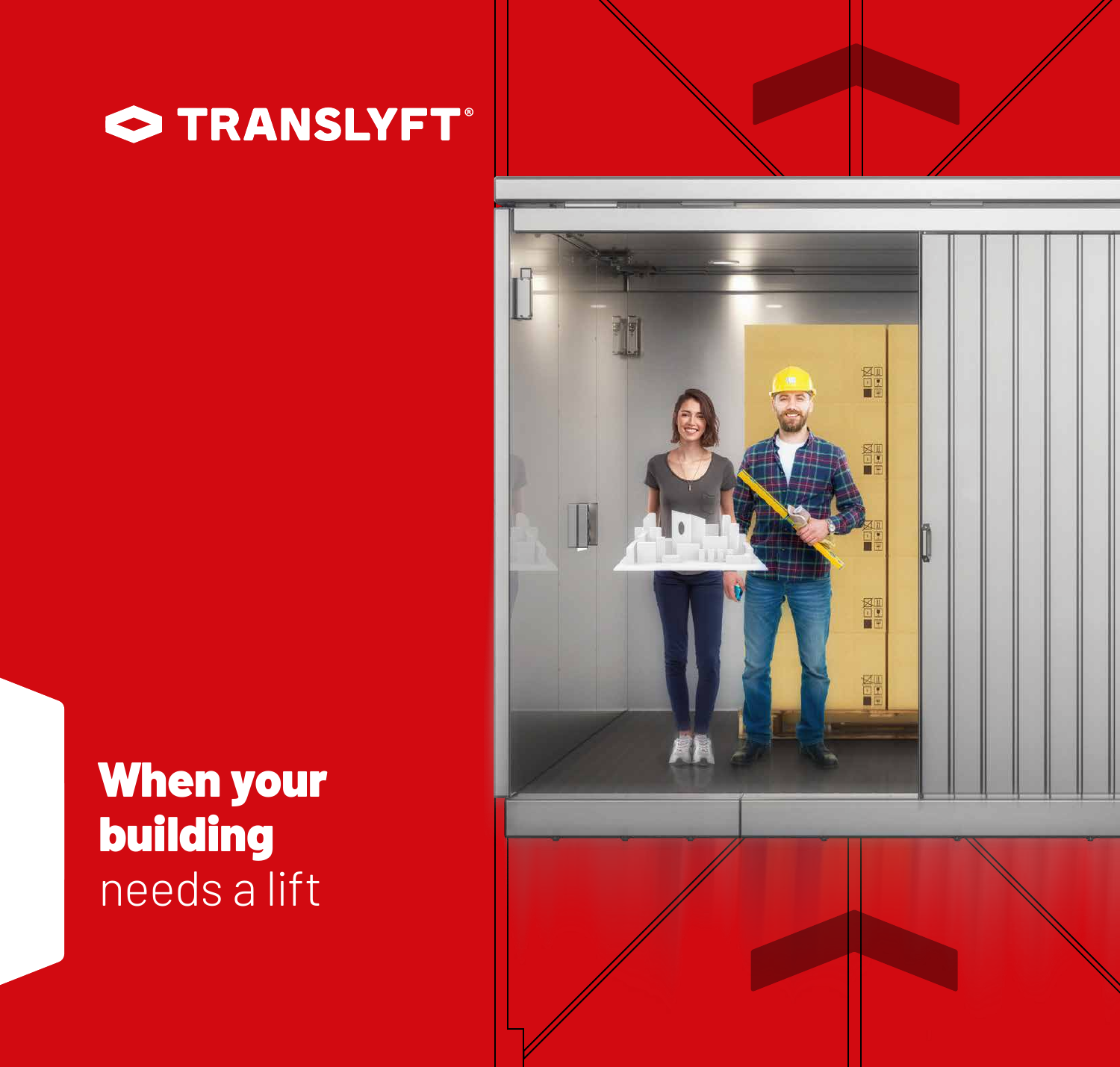# TRANSLYFT®

**When your building** needs a lift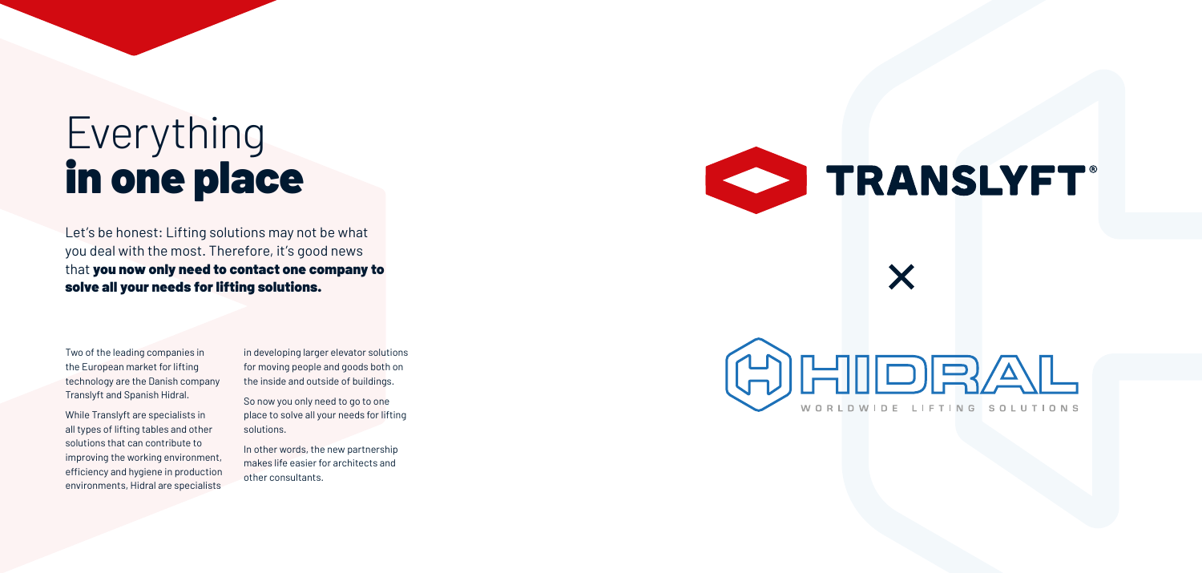# Everything **in one place**

Let's be honest: Lifting solutions may not be what you deal with the most. Therefore, it's good news that **you now only need to contact one company to solve all your needs for lifting solutions.**

Two of the leading companies in the European market for lifting technology are the Danish company Translyft and Spanish Hidral.

While Translyft are specialists in all types of lifting tables and other solutions that can contribute to improving the working environment, efficiency and hygiene in production environments, Hidral are specialists in developing larger elevator solutions for moving people and goods both on the inside and outside of buildings.

So now you only need to go to one place to solve all your needs for lifting solutions.

In other words, the new partnership makes life easier for architects and other consultants.

TRANSLYFT®

×

HIDRAL
WORLDWIDE LIFTING SOLUTIONS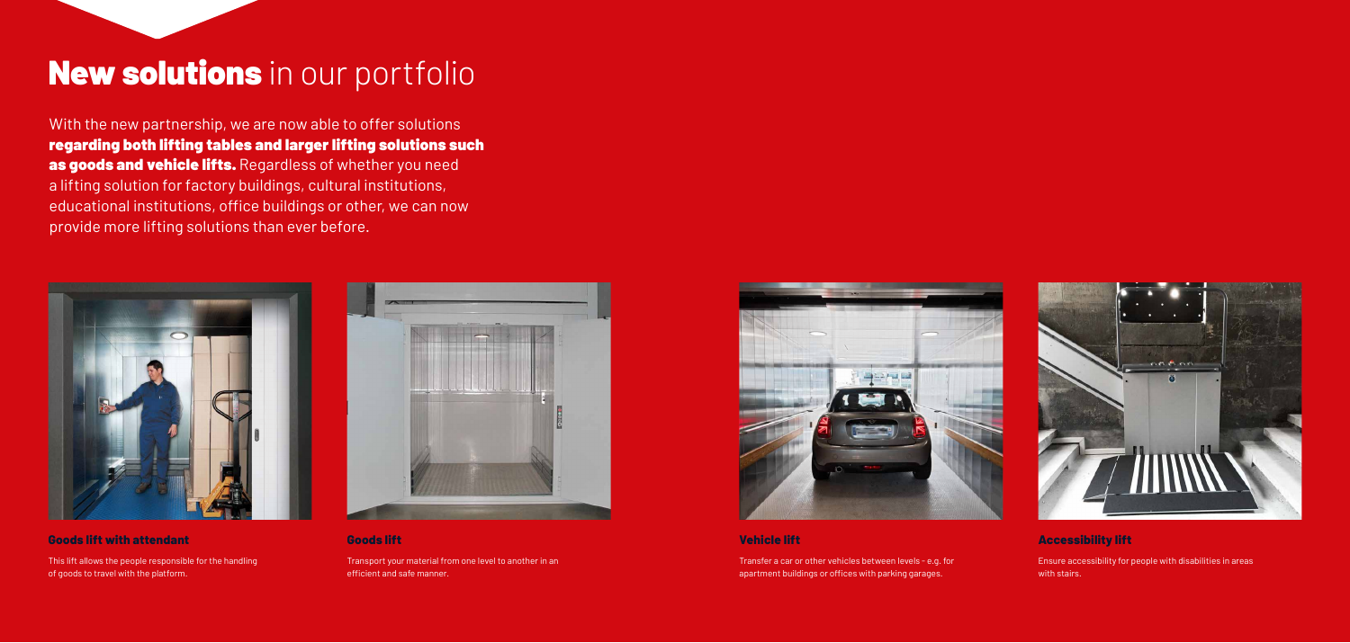# **New solutions** in our portfolio

With the new partnership, we are now able to offer solutions **regarding both lifting tables and larger lifting solutions such as goods and vehicle lifts.** Regardless of whether you need a lifting solution for factory buildings, cultural institutions, educational institutions, office buildings or other, we can now provide more lifting solutions than ever before.

### Goods lift with attendant

This lift allows the people responsible for the handling of goods to travel with the platform.

### Goods lift

Transport your material from one level to another in an efficient and safe manner.

### Vehicle lift

Transfer a car or other vehicles between levels - e.g. for apartment buildings or offices with parking garages.

### Accessibility lift

Ensure accessibility for people with disabilities in areas with stairs.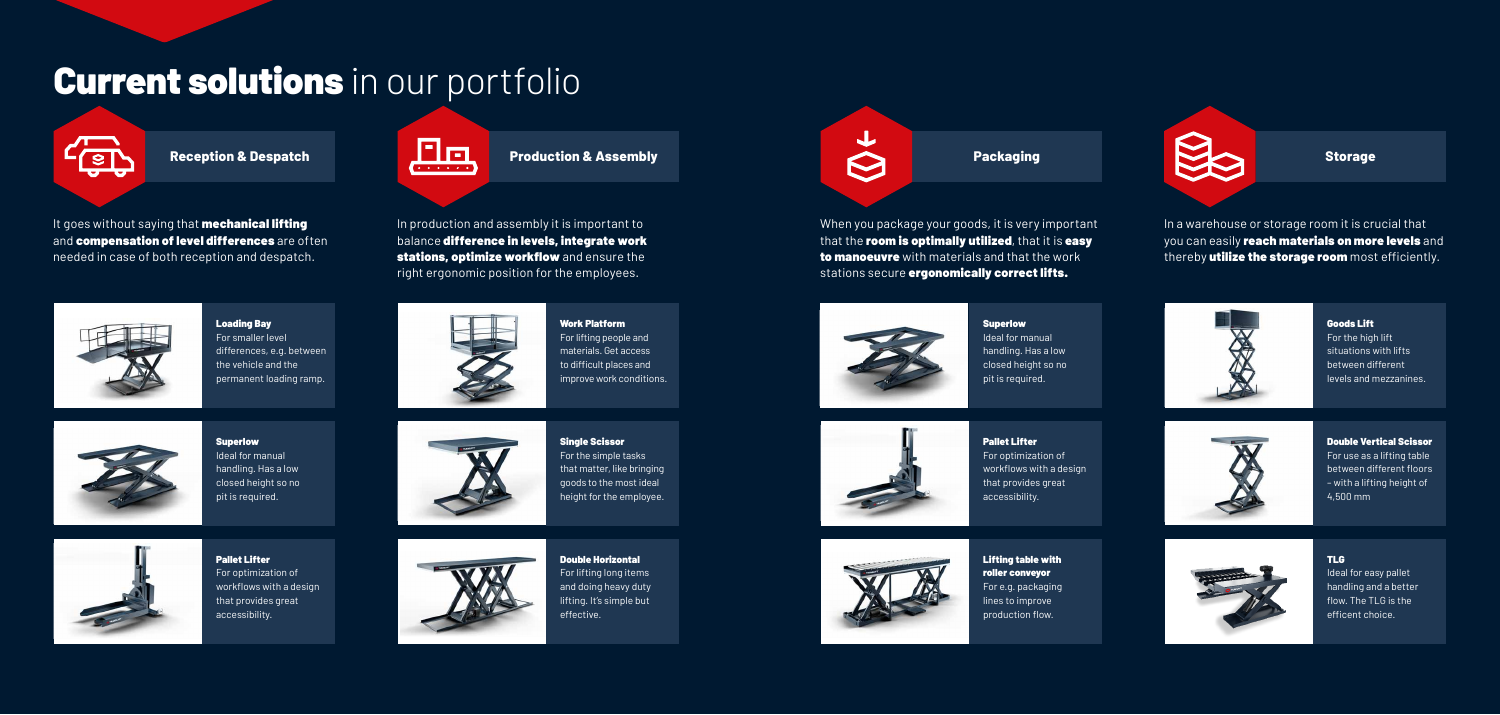# **Current solutions** in our portfolio

## Reception & Despatch

It goes without saying that **mechanical lifting** and **compensation of level differences** are often needed in case of both reception and despatch.

**Loading Bay**
For smaller level differences, e.g. between the vehicle and the permanent loading ramp.

**Superlow**
Ideal for manual handling. Has a low closed height so no pit is required.

**Pallet Lifter**
For optimization of workflows with a design that provides great accessibility.

## Production & Assembly

In production and assembly it is important to balance **difference in levels, integrate work stations, optimize workflow** and ensure the right ergonomic position for the employees.

**Work Platform**
For lifting people and materials. Get access to difficult places and improve work conditions.

**Single Scissor**
For the simple tasks that matter, like bringing goods to the most ideal height for the employee.

**Double Horizontal**
For lifting long items and doing heavy duty lifting. It's simple but effective.

## Packaging

When you package your goods, it is very important that the **room is optimally utilized**, that it is **easy to manoeuvre** with materials and that the work stations secure **ergonomically correct lifts.**

**Superlow**
Ideal for manual handling. Has a low closed height so no pit is required.

**Pallet Lifter**
For optimization of workflows with a design that provides great accessibility.

**Lifting table with roller conveyor**
For e.g. packaging lines to improve production flow.

## Storage

In a warehouse or storage room it is crucial that you can easily **reach materials on more levels** and thereby **utilize the storage room** most efficiently.

**Goods Lift**
For the high lift situations with lifts between different levels and mezzanines.

**Double Vertical Scissor**
For use as a lifting table between different floors – with a lifting height of 4,500 mm

**TLG**
Ideal for easy pallet handling and a better flow. The TLG is the efficent choice.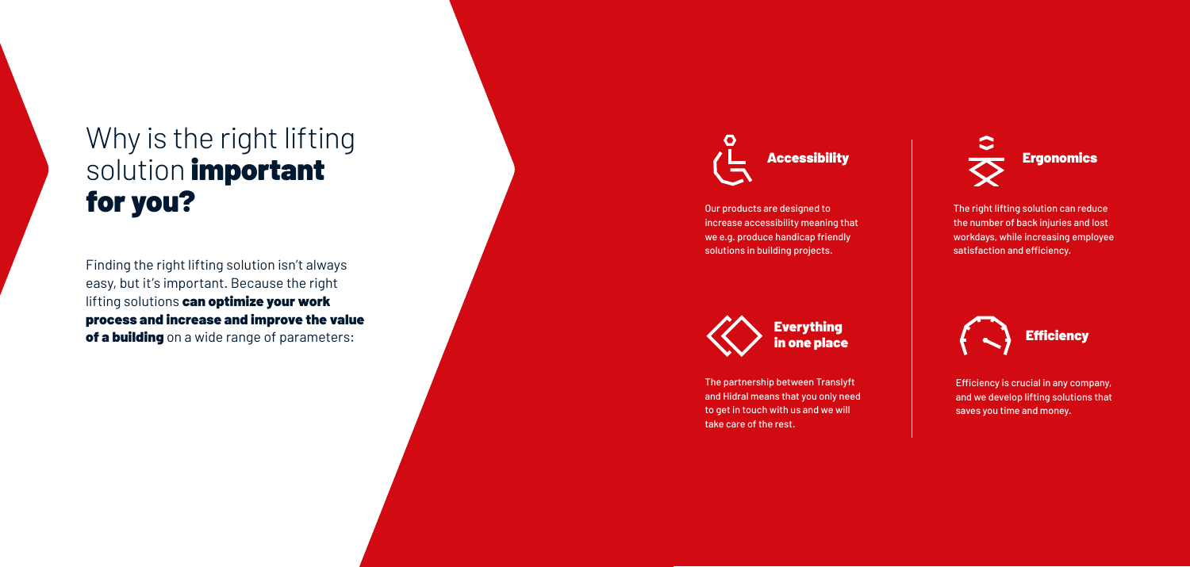# Why is the right lifting solution **important for you?**

Finding the right lifting solution isn't always easy, but it's important. Because the right lifting solutions **can optimize your work process and increase and improve the value of a building** on a wide range of parameters:

### Accessibility

Our products are designed to increase accessibility meaning that we e.g. produce handicap friendly solutions in building projects.

### Everything in one place

The partnership between Translyft and Hidral means that you only need to get in touch with us and we will take care of the rest.

### Ergonomics

The right lifting solution can reduce the number of back injuries and lost workdays, while increasing employee satisfaction and efficiency.

### Efficiency

Efficiency is crucial in any company, and we develop lifting solutions that saves you time and money.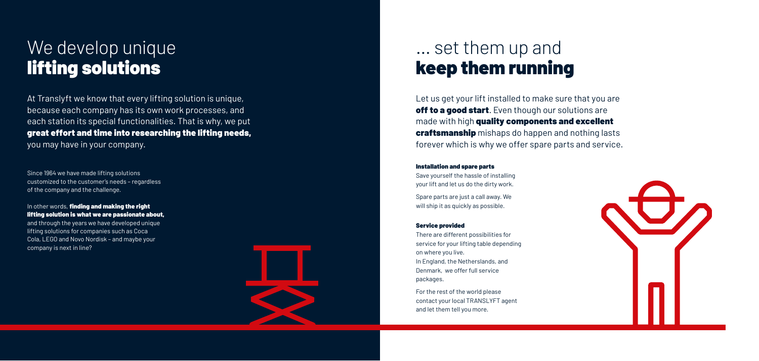# We develop unique **lifting solutions**

At Translyft we know that every lifting solution is unique, because each company has its own work processes, and each station its special functionalities. That is why, we put **great effort and time into researching the lifting needs,** you may have in your company.

Since 1964 we have made lifting solutions customized to the customer's needs – regardless of the company and the challenge.

In other words, **finding and making the right lifting solution is what we are passionate about,** and through the years we have developed unique lifting solutions for companies such as Coca Cola, LEGO and Novo Nordisk – and maybe your company is next in line?

# ... set them up and **keep them running**

Let us get your lift installed to make sure that you are **off to a good start**. Even though our solutions are made with high **quality components and excellent craftsmanship** mishaps do happen and nothing lasts forever which is why we offer spare parts and service.

#### Installation and spare parts

Save yourself the hassle of installing your lift and let us do the dirty work.

Spare parts are just a call away. We will ship it as quickly as possible.

#### Service provided

There are different possibilities for service for your lifting table depending on where you live.
In England, the Netherlands, and Denmark, we offer full service packages.

For the rest of the world please contact your local TRANSLYFT agent and let them tell you more.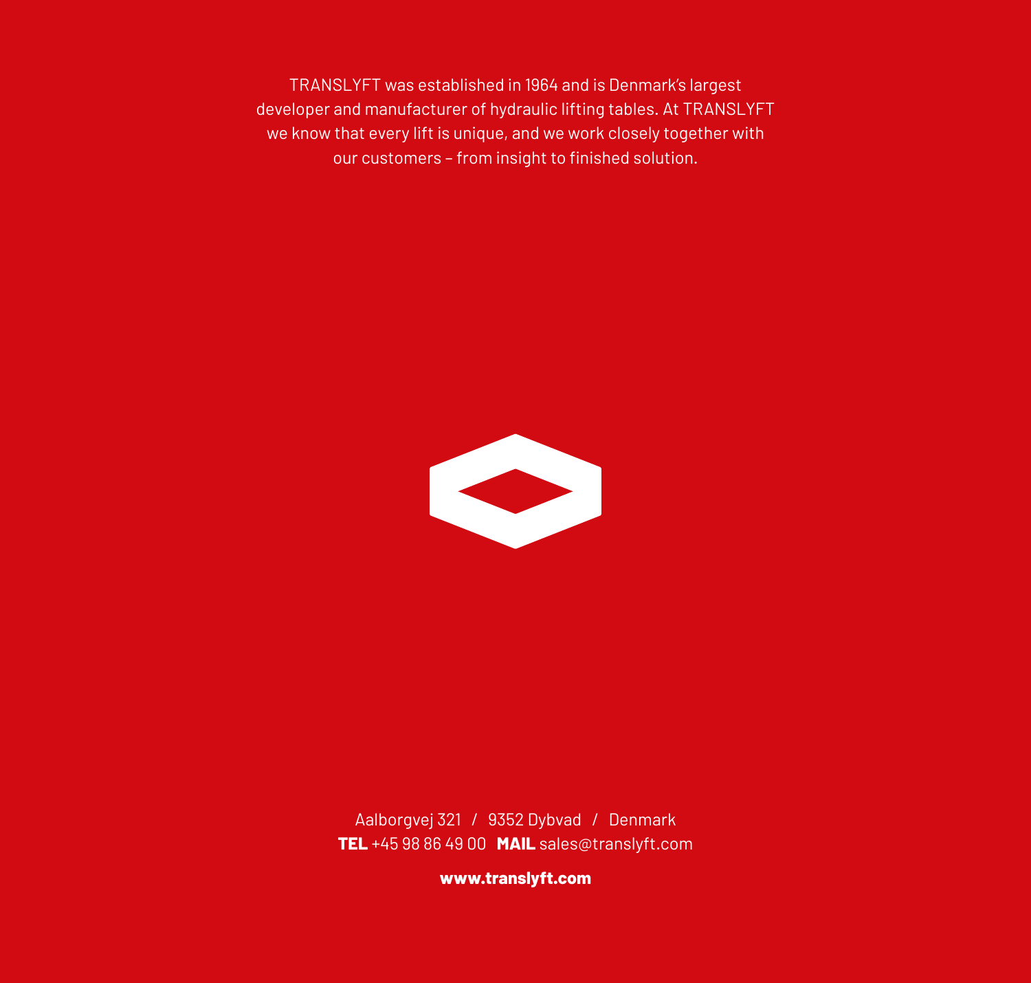TRANSLYFT was established in 1964 and is Denmark's largest developer and manufacturer of hydraulic lifting tables. At TRANSLYFT we know that every lift is unique, and we work closely together with our customers – from insight to finished solution.

Aalborgvej 321 / 9352 Dybvad / Denmark
**TEL** +45 98 86 49 00 **MAIL** sales@translyft.com

**www.translyft.com**